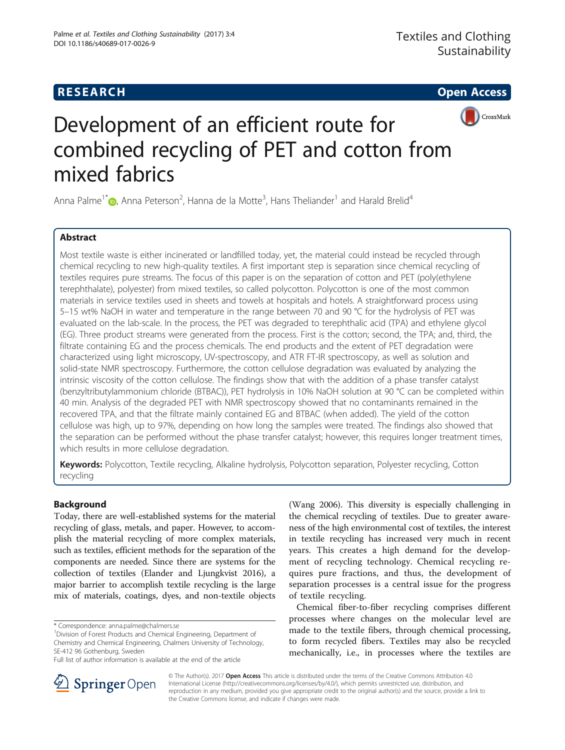**RESEARCH** **Open Access**

# Development of an efficient route for combined recycling of PET and cotton from mixed fabrics

Anna Palme[1*], Anna Peterson[2], Hanna de la Motte[3], Hans Theliander[1] and Harald Brelid[4]

## Abstract

Most textile waste is either incinerated or landfilled today, yet, the material could instead be recycled through chemical recycling to new high-quality textiles. A first important step is separation since chemical recycling of textiles requires pure streams. The focus of this paper is on the separation of cotton and PET (poly(ethylene terephthalate), polyester) from mixed textiles, so called polycotton. Polycotton is one of the most common materials in service textiles used in sheets and towels at hospitals and hotels. A straightforward process using 5–15 wt% NaOH in water and temperature in the range between 70 and 90 °C for the hydrolysis of PET was evaluated on the lab-scale. In the process, the PET was degraded to terephthalic acid (TPA) and ethylene glycol (EG). Three product streams were generated from the process. First is the cotton; second, the TPA; and, third, the filtrate containing EG and the process chemicals. The end products and the extent of PET degradation were characterized using light microscopy, UV-spectroscopy, and ATR FT-IR spectroscopy, as well as solution and solid-state NMR spectroscopy. Furthermore, the cotton cellulose degradation was evaluated by analyzing the intrinsic viscosity of the cotton cellulose. The findings show that with the addition of a phase transfer catalyst (benzyltributylammonium chloride (BTBAC)), PET hydrolysis in 10% NaOH solution at 90 °C can be completed within 40 min. Analysis of the degraded PET with NMR spectroscopy showed that no contaminants remained in the recovered TPA, and that the filtrate mainly contained EG and BTBAC (when added). The yield of the cotton cellulose was high, up to 97%, depending on how long the samples were treated. The findings also showed that the separation can be performed without the phase transfer catalyst; however, this requires longer treatment times, which results in more cellulose degradation.

**Keywords:** Polycotton, Textile recycling, Alkaline hydrolysis, Polycotton separation, Polyester recycling, Cotton recycling

## Background

Today, there are well-established systems for the material recycling of glass, metals, and paper. However, to accomplish the material recycling of more complex materials, such as textiles, efficient methods for the separation of the components are needed. Since there are systems for the collection of textiles (Elander and Ljungkvist 2016), a major barrier to accomplish textile recycling is the large mix of materials, coatings, dyes, and non-textile objects (Wang 2006). This diversity is especially challenging in the chemical recycling of textiles. Due to greater awareness of the high environmental cost of textiles, the interest in textile recycling has increased very much in recent years. This creates a high demand for the development of recycling technology. Chemical recycling requires pure fractions, and thus, the development of separation processes is a central issue for the progress of textile recycling.

Chemical fiber-to-fiber recycling comprises different processes where changes on the molecular level are made to the textile fibers, through chemical processing, to form recycled fibers. Textiles may also be recycled mechanically, i.e., in processes where the textiles are

\* Correspondence: anna.palme@chalmers.se
[1]Division of Forest Products and Chemical Engineering, Department of Chemistry and Chemical Engineering, Chalmers University of Technology, SE-412 96 Gothenburg, Sweden
Full list of author information is available at the end of the article

© The Author(s). 2017 **Open Access** This article is distributed under the terms of the Creative Commons Attribution 4.0 International License (http://creativecommons.org/licenses/by/4.0/), which permits unrestricted use, distribution, and reproduction in any medium, provided you give appropriate credit to the original author(s) and the source, provide a link to the Creative Commons license, and indicate if changes were made.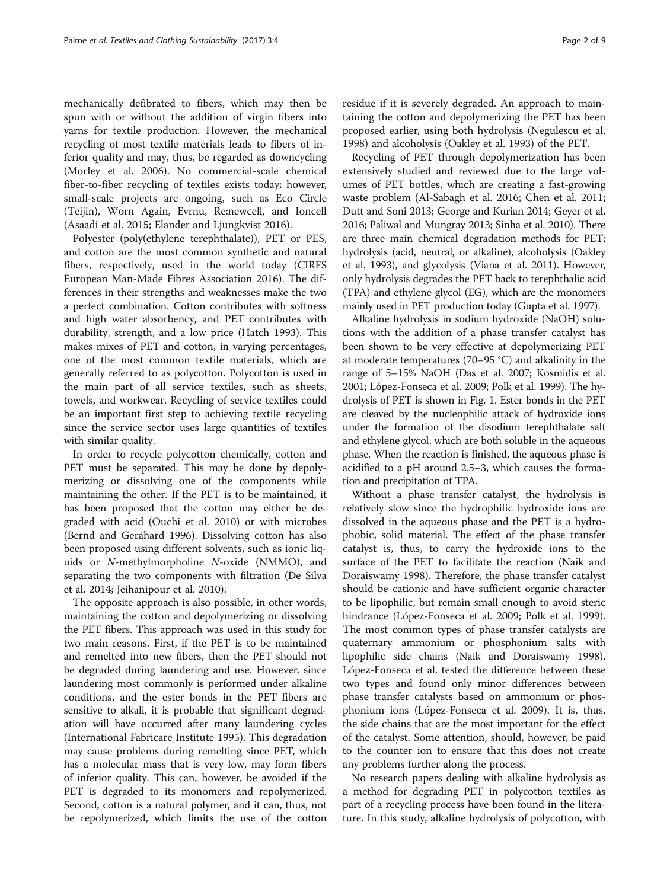mechanically defibrated to fibers, which may then be spun with or without the addition of virgin fibers into yarns for textile production. However, the mechanical recycling of most textile materials leads to fibers of inferior quality and may, thus, be regarded as downcycling (Morley et al. 2006). No commercial-scale chemical fiber-to-fiber recycling of textiles exists today; however, small-scale projects are ongoing, such as Eco Circle (Teijin), Worn Again, Evrnu, Re:newcell, and Ioncell (Asaadi et al. 2015; Elander and Ljungkvist 2016).

Polyester (poly(ethylene terephthalate)), PET or PES, and cotton are the most common synthetic and natural fibers, respectively, used in the world today (CIRFS European Man-Made Fibres Association 2016). The differences in their strengths and weaknesses make the two a perfect combination. Cotton contributes with softness and high water absorbency, and PET contributes with durability, strength, and a low price (Hatch 1993). This makes mixes of PET and cotton, in varying percentages, one of the most common textile materials, which are generally referred to as polycotton. Polycotton is used in the main part of all service textiles, such as sheets, towels, and workwear. Recycling of service textiles could be an important first step to achieving textile recycling since the service sector uses large quantities of textiles with similar quality.

In order to recycle polycotton chemically, cotton and PET must be separated. This may be done by depolymerizing or dissolving one of the components while maintaining the other. If the PET is to be maintained, it has been proposed that the cotton may either be degraded with acid (Ouchi et al. 2010) or with microbes (Bernd and Gerahard 1996). Dissolving cotton has also been proposed using different solvents, such as ionic liquids or *N*-methylmorpholine *N*-oxide (NMMO), and separating the two components with filtration (De Silva et al. 2014; Jeihanipour et al. 2010).

The opposite approach is also possible, in other words, maintaining the cotton and depolymerizing or dissolving the PET fibers. This approach was used in this study for two main reasons. First, if the PET is to be maintained and remelted into new fibers, then the PET should not be degraded during laundering and use. However, since laundering most commonly is performed under alkaline conditions, and the ester bonds in the PET fibers are sensitive to alkali, it is probable that significant degradation will have occurred after many laundering cycles (International Fabricare Institute 1995). This degradation may cause problems during remelting since PET, which has a molecular mass that is very low, may form fibers of inferior quality. This can, however, be avoided if the PET is degraded to its monomers and repolymerized. Second, cotton is a natural polymer, and it can, thus, not be repolymerized, which limits the use of the cotton residue if it is severely degraded. An approach to maintaining the cotton and depolymerizing the PET has been proposed earlier, using both hydrolysis (Negulescu et al. 1998) and alcoholysis (Oakley et al. 1993) of the PET.

Recycling of PET through depolymerization has been extensively studied and reviewed due to the large volumes of PET bottles, which are creating a fast-growing waste problem (Al-Sabagh et al. 2016; Chen et al. 2011; Dutt and Soni 2013; George and Kurian 2014; Geyer et al. 2016; Paliwal and Mungray 2013; Sinha et al. 2010). There are three main chemical degradation methods for PET; hydrolysis (acid, neutral, or alkaline), alcoholysis (Oakley et al. 1993), and glycolysis (Viana et al. 2011). However, only hydrolysis degrades the PET back to terephthalic acid (TPA) and ethylene glycol (EG), which are the monomers mainly used in PET production today (Gupta et al. 1997).

Alkaline hydrolysis in sodium hydroxide (NaOH) solutions with the addition of a phase transfer catalyst has been shown to be very effective at depolymerizing PET at moderate temperatures (70–95 °C) and alkalinity in the range of 5–15% NaOH (Das et al. 2007; Kosmidis et al. 2001; López-Fonseca et al. 2009; Polk et al. 1999). The hydrolysis of PET is shown in Fig. 1. Ester bonds in the PET are cleaved by the nucleophilic attack of hydroxide ions under the formation of the disodium terephthalate salt and ethylene glycol, which are both soluble in the aqueous phase. When the reaction is finished, the aqueous phase is acidified to a pH around 2.5–3, which causes the formation and precipitation of TPA.

Without a phase transfer catalyst, the hydrolysis is relatively slow since the hydrophilic hydroxide ions are dissolved in the aqueous phase and the PET is a hydrophobic, solid material. The effect of the phase transfer catalyst is, thus, to carry the hydroxide ions to the surface of the PET to facilitate the reaction (Naik and Doraiswamy 1998). Therefore, the phase transfer catalyst should be cationic and have sufficient organic character to be lipophilic, but remain small enough to avoid steric hindrance (López-Fonseca et al. 2009; Polk et al. 1999). The most common types of phase transfer catalysts are quaternary ammonium or phosphonium salts with lipophilic side chains (Naik and Doraiswamy 1998). López-Fonseca et al. tested the difference between these two types and found only minor differences between phase transfer catalysts based on ammonium or phosphonium ions (López-Fonseca et al. 2009). It is, thus, the side chains that are the most important for the effect of the catalyst. Some attention, should, however, be paid to the counter ion to ensure that this does not create any problems further along the process.

No research papers dealing with alkaline hydrolysis as a method for degrading PET in polycotton textiles as part of a recycling process have been found in the literature. In this study, alkaline hydrolysis of polycotton, with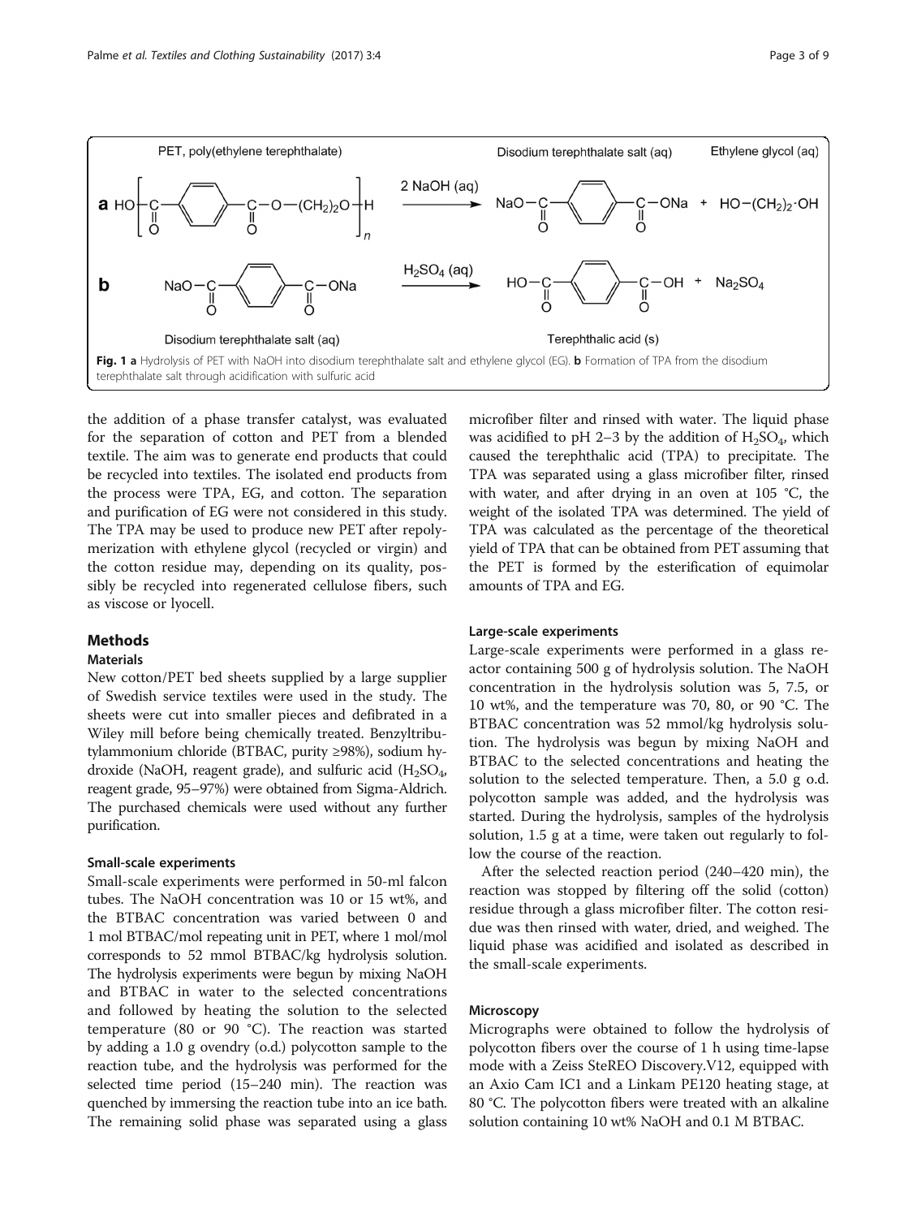**Fig. 1 a** Hydrolysis of PET with NaOH into disodium terephthalate salt and ethylene glycol (EG). **b** Formation of TPA from the disodium terephthalate salt through acidification with sulfuric acid

the addition of a phase transfer catalyst, was evaluated for the separation of cotton and PET from a blended textile. The aim was to generate end products that could be recycled into textiles. The isolated end products from the process were TPA, EG, and cotton. The separation and purification of EG were not considered in this study. The TPA may be used to produce new PET after repolymerization with ethylene glycol (recycled or virgin) and the cotton residue may, depending on its quality, possibly be recycled into regenerated cellulose fibers, such as viscose or lyocell.

## Methods

### Materials

New cotton/PET bed sheets supplied by a large supplier of Swedish service textiles were used in the study. The sheets were cut into smaller pieces and defibrated in a Wiley mill before being chemically treated. Benzyltributylammonium chloride (BTBAC, purity ≥98%), sodium hydroxide (NaOH, reagent grade), and sulfuric acid ($H_2SO_4$, reagent grade, 95–97%) were obtained from Sigma-Aldrich. The purchased chemicals were used without any further purification.

#### Small-scale experiments

Small-scale experiments were performed in 50-ml falcon tubes. The NaOH concentration was 10 or 15 wt%, and the BTBAC concentration was varied between 0 and 1 mol BTBAC/mol repeating unit in PET, where 1 mol/mol corresponds to 52 mmol BTBAC/kg hydrolysis solution. The hydrolysis experiments were begun by mixing NaOH and BTBAC in water to the selected concentrations and followed by heating the solution to the selected temperature (80 or 90 °C). The reaction was started by adding a 1.0 g ovendry (o.d.) polycotton sample to the reaction tube, and the hydrolysis was performed for the selected time period (15–240 min). The reaction was quenched by immersing the reaction tube into an ice bath. The remaining solid phase was separated using a glass microfiber filter and rinsed with water. The liquid phase was acidified to pH 2–3 by the addition of $H_2SO_4$, which caused the terephthalic acid (TPA) to precipitate. The TPA was separated using a glass microfiber filter, rinsed with water, and after drying in an oven at 105 °C, the weight of the isolated TPA was determined. The yield of TPA was calculated as the percentage of the theoretical yield of TPA that can be obtained from PET assuming that the PET is formed by the esterification of equimolar amounts of TPA and EG.

#### Large-scale experiments

Large-scale experiments were performed in a glass reactor containing 500 g of hydrolysis solution. The NaOH concentration in the hydrolysis solution was 5, 7.5, or 10 wt%, and the temperature was 70, 80, or 90 °C. The BTBAC concentration was 52 mmol/kg hydrolysis solution. The hydrolysis was begun by mixing NaOH and BTBAC to the selected concentrations and heating the solution to the selected temperature. Then, a 5.0 g o.d. polycotton sample was added, and the hydrolysis was started. During the hydrolysis, samples of the hydrolysis solution, 1.5 g at a time, were taken out regularly to follow the course of the reaction.

After the selected reaction period (240–420 min), the reaction was stopped by filtering off the solid (cotton) residue through a glass microfiber filter. The cotton residue was then rinsed with water, dried, and weighed. The liquid phase was acidified and isolated as described in the small-scale experiments.

#### Microscopy

Micrographs were obtained to follow the hydrolysis of polycotton fibers over the course of 1 h using time-lapse mode with a Zeiss SteREO Discovery.V12, equipped with an Axio Cam IC1 and a Linkam PE120 heating stage, at 80 °C. The polycotton fibers were treated with an alkaline solution containing 10 wt% NaOH and 0.1 M BTBAC.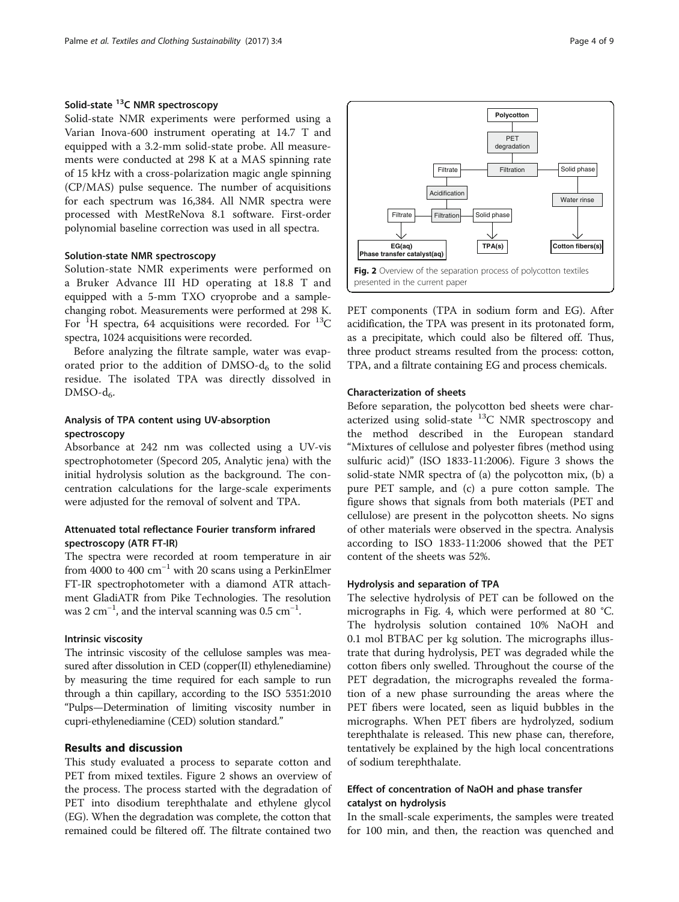### Solid-state $^{13}C$ NMR spectroscopy

Solid-state NMR experiments were performed using a Varian Inova-600 instrument operating at 14.7 T and equipped with a 3.2-mm solid-state probe. All measurements were conducted at 298 K at a MAS spinning rate of 15 kHz with a cross-polarization magic angle spinning (CP/MAS) pulse sequence. The number of acquisitions for each spectrum was 16,384. All NMR spectra were processed with MestReNova 8.1 software. First-order polynomial baseline correction was used in all spectra.

### Solution-state NMR spectroscopy

Solution-state NMR experiments were performed on a Bruker Advance III HD operating at 18.8 T and equipped with a 5-mm TXO cryoprobe and a sample-changing robot. Measurements were performed at 298 K. For $^{1}H$ spectra, 64 acquisitions were recorded. For $^{13}C$ spectra, 1024 acquisitions were recorded.

Before analyzing the filtrate sample, water was evaporated prior to the addition of DMSO-$d_6$ to the solid residue. The isolated TPA was directly dissolved in DMSO-$d_6$.

### Analysis of TPA content using UV-absorption spectroscopy

Absorbance at 242 nm was collected using a UV-vis spectrophotometer (Specord 205, Analytic jena) with the initial hydrolysis solution as the background. The concentration calculations for the large-scale experiments were adjusted for the removal of solvent and TPA.

### Attenuated total reflectance Fourier transform infrared spectroscopy (ATR FT-IR)

The spectra were recorded at room temperature in air from 4000 to 400 $cm^{-1}$ with 20 scans using a PerkinElmer FT-IR spectrophotometer with a diamond ATR attachment GladiATR from Pike Technologies. The resolution was 2 $cm^{-1}$, and the interval scanning was 0.5 $cm^{-1}$.

### Intrinsic viscosity

The intrinsic viscosity of the cellulose samples was measured after dissolution in CED (copper(II) ethylenediamine) by measuring the time required for each sample to run through a thin capillary, according to the ISO 5351:2010 "Pulps—Determination of limiting viscosity number in cupri-ethylenediamine (CED) solution standard."

## Results and discussion

This study evaluated a process to separate cotton and PET from mixed textiles. Figure 2 shows an overview of the process. The process started with the degradation of PET into disodium terephthalate and ethylene glycol (EG). When the degradation was complete, the cotton that remained could be filtered off. The filtrate contained two PET components (TPA in sodium form and EG). After acidification, the TPA was present in its protonated form, as a precipitate, which could also be filtered off. Thus, three product streams resulted from the process: cotton, TPA, and a filtrate containing EG and process chemicals.

Polycotton → PET degradation → Filtration → Filtrate / Solid phase
Filtrate → Acidification → Filtration → Filtrate: EG(aq), Phase transfer catalyst(aq); Solid phase: TPA(s)
Solid phase → Water rinse → Cotton fibers(s)

**Fig. 2** Overview of the separation process of polycotton textiles presented in the current paper

### Characterization of sheets

Before separation, the polycotton bed sheets were characterized using solid-state $^{13}C$ NMR spectroscopy and the method described in the European standard "Mixtures of cellulose and polyester fibres (method using sulfuric acid)" (ISO 1833-11:2006). Figure 3 shows the solid-state NMR spectra of (a) the polycotton mix, (b) a pure PET sample, and (c) a pure cotton sample. The figure shows that signals from both materials (PET and cellulose) are present in the polycotton sheets. No signs of other materials were observed in the spectra. Analysis according to ISO 1833-11:2006 showed that the PET content of the sheets was 52%.

### Hydrolysis and separation of TPA

The selective hydrolysis of PET can be followed on the micrographs in Fig. 4, which were performed at 80 °C. The hydrolysis solution contained 10% NaOH and 0.1 mol BTBAC per kg solution. The micrographs illustrate that during hydrolysis, PET was degraded while the cotton fibers only swelled. Throughout the course of the PET degradation, the micrographs revealed the formation of a new phase surrounding the areas where the PET fibers were located, seen as liquid bubbles in the micrographs. When PET fibers are hydrolyzed, sodium terephthalate is released. This new phase can, therefore, tentatively be explained by the high local concentrations of sodium terephthalate.

### Effect of concentration of NaOH and phase transfer catalyst on hydrolysis

In the small-scale experiments, the samples were treated for 100 min, and then, the reaction was quenched and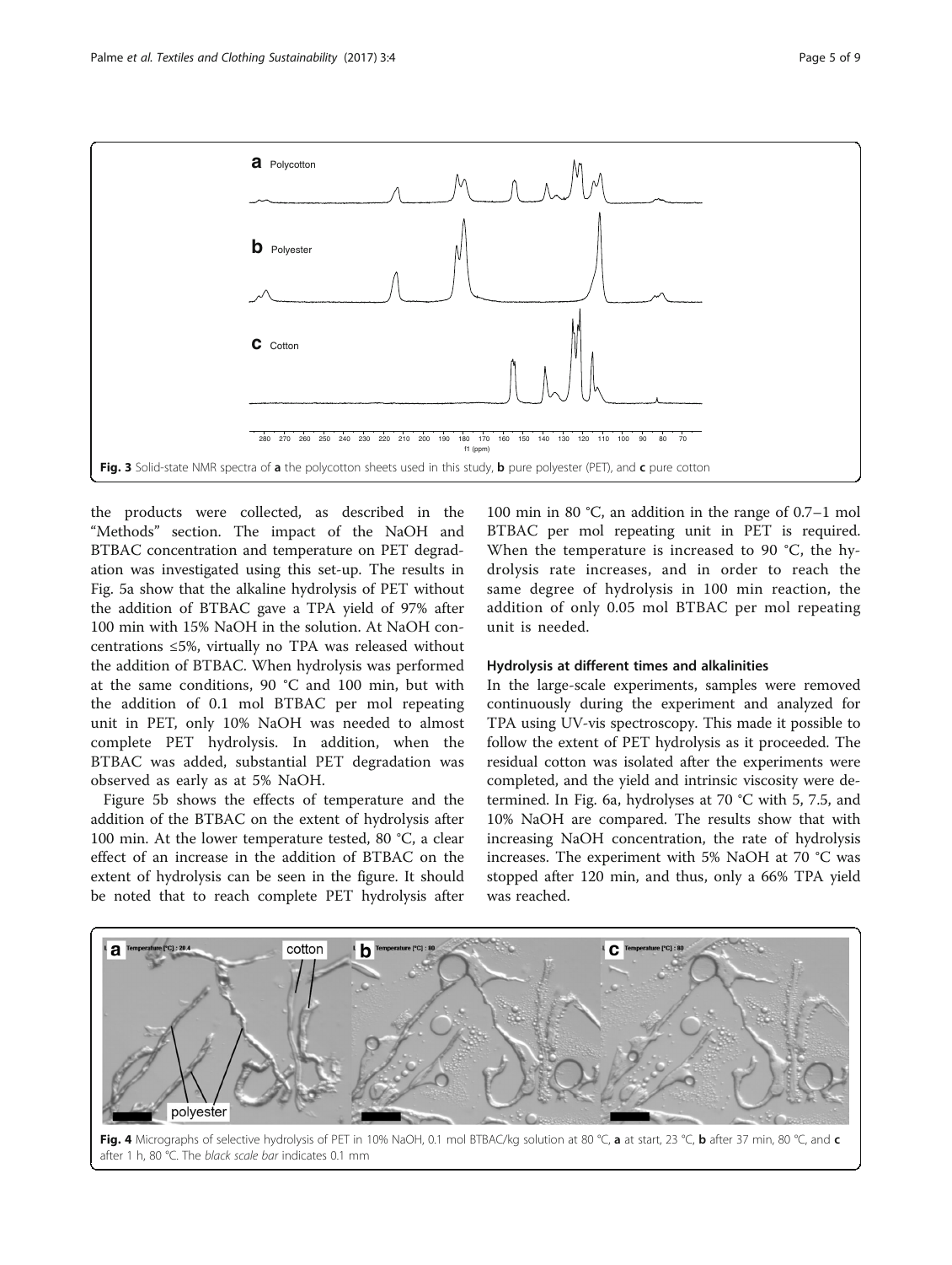Fig. 3 Solid-state NMR spectra of **a** the polycotton sheets used in this study, **b** pure polyester (PET), and **c** pure cotton

the products were collected, as described in the "Methods" section. The impact of the NaOH and BTBAC concentration and temperature on PET degradation was investigated using this set-up. The results in Fig. 5a show that the alkaline hydrolysis of PET without the addition of BTBAC gave a TPA yield of 97% after 100 min with 15% NaOH in the solution. At NaOH concentrations ≤5%, virtually no TPA was released without the addition of BTBAC. When hydrolysis was performed at the same conditions, 90 °C and 100 min, but with the addition of 0.1 mol BTBAC per mol repeating unit in PET, only 10% NaOH was needed to almost complete PET hydrolysis. In addition, when the BTBAC was added, substantial PET degradation was observed as early as at 5% NaOH.

Figure 5b shows the effects of temperature and the addition of the BTBAC on the extent of hydrolysis after 100 min. At the lower temperature tested, 80 °C, a clear effect of an increase in the addition of BTBAC on the extent of hydrolysis can be seen in the figure. It should be noted that to reach complete PET hydrolysis after 100 min in 80 °C, an addition in the range of 0.7–1 mol BTBAC per mol repeating unit in PET is required. When the temperature is increased to 90 °C, the hydrolysis rate increases, and in order to reach the same degree of hydrolysis in 100 min reaction, the addition of only 0.05 mol BTBAC per mol repeating unit is needed.

#### Hydrolysis at different times and alkalinities

In the large-scale experiments, samples were removed continuously during the experiment and analyzed for TPA using UV-vis spectroscopy. This made it possible to follow the extent of PET hydrolysis as it proceeded. The residual cotton was isolated after the experiments were completed, and the yield and intrinsic viscosity were determined. In Fig. 6a, hydrolyses at 70 °C with 5, 7.5, and 10% NaOH are compared. The results show that with increasing NaOH concentration, the rate of hydrolysis increases. The experiment with 5% NaOH at 70 °C was stopped after 120 min, and thus, only a 66% TPA yield was reached.

Fig. 4 Micrographs of selective hydrolysis of PET in 10% NaOH, 0.1 mol BTBAC/kg solution at 80 °C, **a** at start, 23 °C, **b** after 37 min, 80 °C, and **c** after 1 h, 80 °C. The *black scale bar* indicates 0.1 mm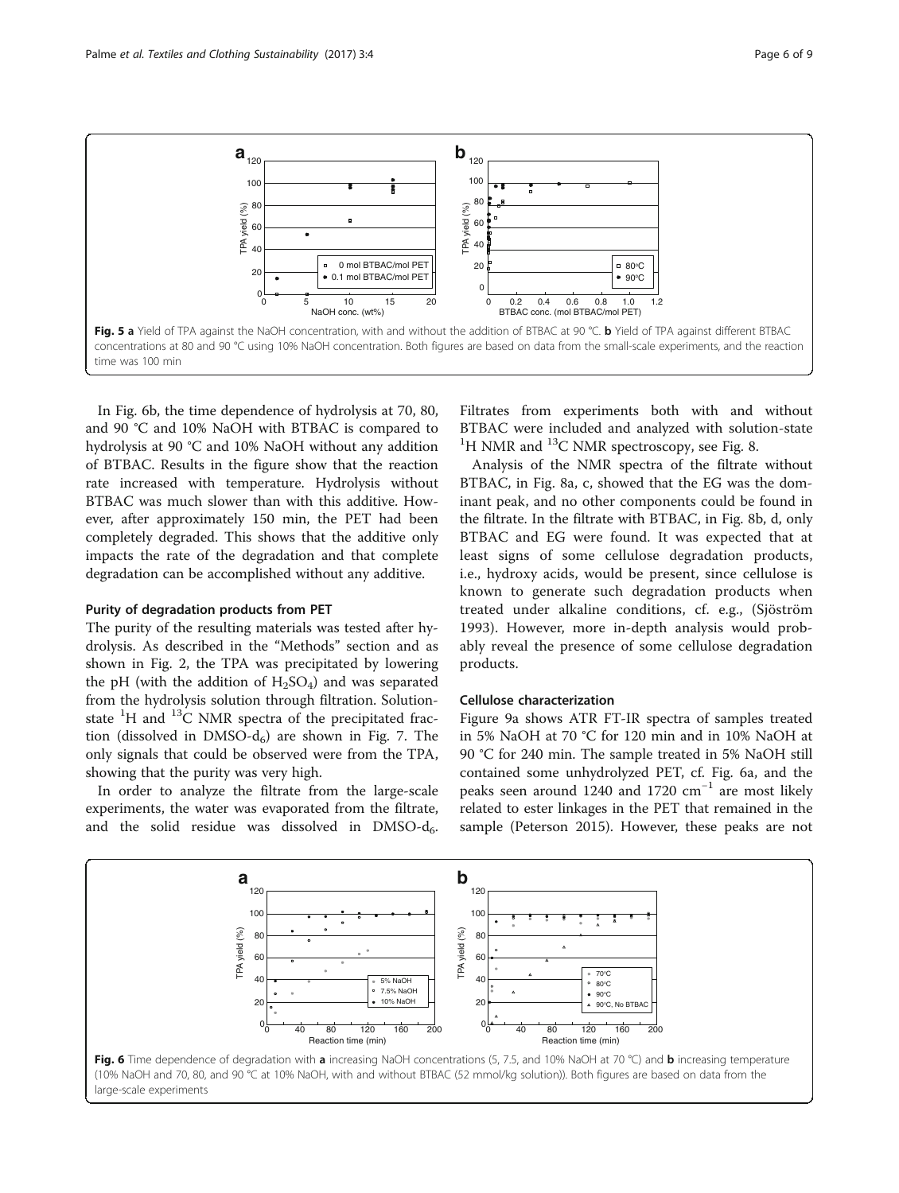Fig. 5 **a** Yield of TPA against the NaOH concentration, with and without the addition of BTBAC at 90 °C. **b** Yield of TPA against different BTBAC concentrations at 80 and 90 °C using 10% NaOH concentration. Both figures are based on data from the small-scale experiments, and the reaction time was 100 min

In Fig. 6b, the time dependence of hydrolysis at 70, 80, and 90 °C and 10% NaOH with BTBAC is compared to hydrolysis at 90 °C and 10% NaOH without any addition of BTBAC. Results in the figure show that the reaction rate increased with temperature. Hydrolysis without BTBAC was much slower than with this additive. However, after approximately 150 min, the PET had been completely degraded. This shows that the additive only impacts the rate of the degradation and that complete degradation can be accomplished without any additive.

### Purity of degradation products from PET

The purity of the resulting materials was tested after hydrolysis. As described in the "Methods" section and as shown in Fig. 2, the TPA was precipitated by lowering the pH (with the addition of $H_2SO_4$) and was separated from the hydrolysis solution through filtration. Solution-state $^1$H and $^{13}$C NMR spectra of the precipitated fraction (dissolved in DMSO-$d_6$) are shown in Fig. 7. The only signals that could be observed were from the TPA, showing that the purity was very high.

In order to analyze the filtrate from the large-scale experiments, the water was evaporated from the filtrate, and the solid residue was dissolved in DMSO-$d_6$. Filtrates from experiments both with and without BTBAC were included and analyzed with solution-state $^1$H NMR and $^{13}$C NMR spectroscopy, see Fig. 8.

Analysis of the NMR spectra of the filtrate without BTBAC, in Fig. 8a, c, showed that the EG was the dominant peak, and no other components could be found in the filtrate. In the filtrate with BTBAC, in Fig. 8b, d, only BTBAC and EG were found. It was expected that at least signs of some cellulose degradation products, i.e., hydroxy acids, would be present, since cellulose is known to generate such degradation products when treated under alkaline conditions, cf. e.g., (Sjöström 1993). However, more in-depth analysis would probably reveal the presence of some cellulose degradation products.

### Cellulose characterization

Figure 9a shows ATR FT-IR spectra of samples treated in 5% NaOH at 70 °C for 120 min and in 10% NaOH at 90 °C for 240 min. The sample treated in 5% NaOH still contained some unhydrolyzed PET, cf. Fig. 6a, and the peaks seen around 1240 and 1720 cm$^{-1}$ are most likely related to ester linkages in the PET that remained in the sample (Peterson 2015). However, these peaks are not

Fig. 6 Time dependence of degradation with **a** increasing NaOH concentrations (5, 7.5, and 10% NaOH at 70 °C) and **b** increasing temperature (10% NaOH and 70, 80, and 90 °C at 10% NaOH, with and without BTBAC (52 mmol/kg solution)). Both figures are based on data from the large-scale experiments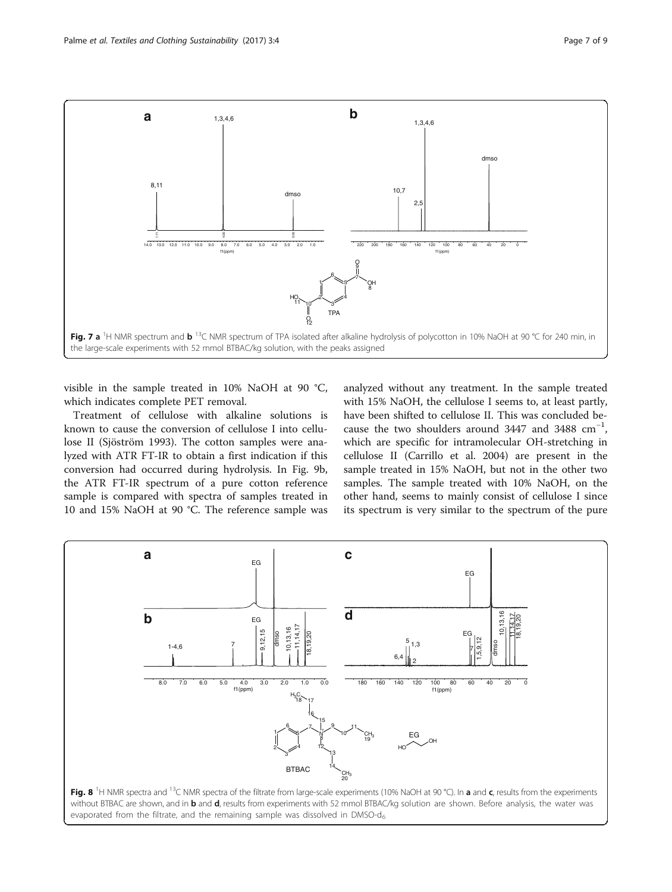**Fig. 7 a** $^{1}$H NMR spectrum and **b** $^{13}$C NMR spectrum of TPA isolated after alkaline hydrolysis of polycotton in 10% NaOH at 90 °C for 240 min, in the large-scale experiments with 52 mmol BTBAC/kg solution, with the peaks assigned

visible in the sample treated in 10% NaOH at 90 °C, which indicates complete PET removal.

Treatment of cellulose with alkaline solutions is known to cause the conversion of cellulose I into cellulose II (Sjöström 1993). The cotton samples were analyzed with ATR FT-IR to obtain a first indication if this conversion had occurred during hydrolysis. In Fig. 9b, the ATR FT-IR spectrum of a pure cotton reference sample is compared with spectra of samples treated in 10 and 15% NaOH at 90 °C. The reference sample was analyzed without any treatment. In the sample treated with 15% NaOH, the cellulose I seems to, at least partly, have been shifted to cellulose II. This was concluded because the two shoulders around 3447 and 3488 $cm^{-1}$, which are specific for intramolecular OH-stretching in cellulose II (Carrillo et al. 2004) are present in the sample treated in 15% NaOH, but not in the other two samples. The sample treated with 10% NaOH, on the other hand, seems to mainly consist of cellulose I since its spectrum is very similar to the spectrum of the pure

**Fig. 8** $^{1}$H NMR spectra and $^{13}$C NMR spectra of the filtrate from large-scale experiments (10% NaOH at 90 °C). In **a** and **c**, results from the experiments without BTBAC are shown, and in **b** and **d**, results from experiments with 52 mmol BTBAC/kg solution are shown. Before analysis, the water was evaporated from the filtrate, and the remaining sample was dissolved in DMSO-$d_6$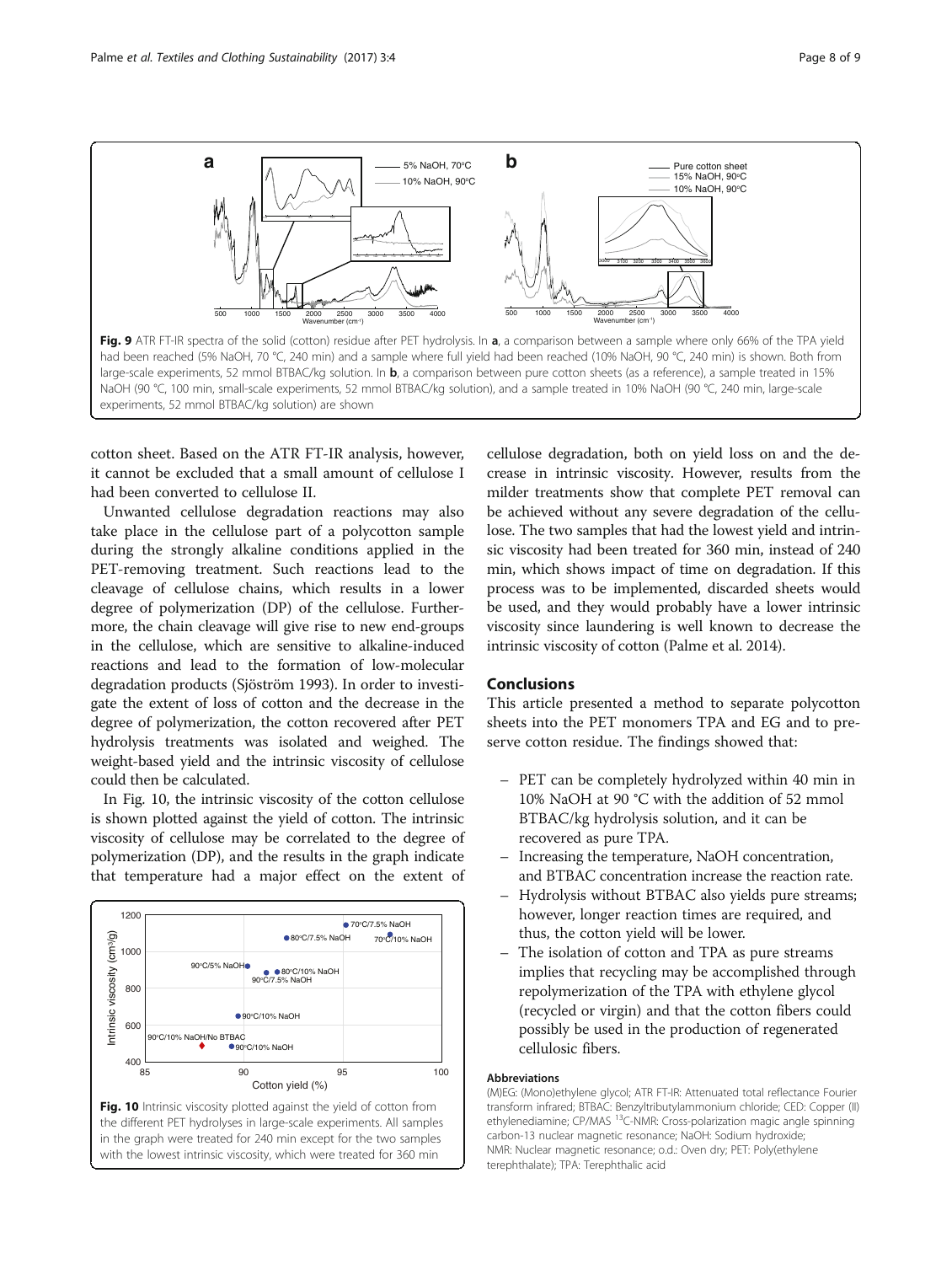**Fig. 9** ATR FT-IR spectra of the solid (cotton) residue after PET hydrolysis. In **a**, a comparison between a sample where only 66% of the TPA yield had been reached (5% NaOH, 70 °C, 240 min) and a sample where full yield had been reached (10% NaOH, 90 °C, 240 min) is shown. Both from large-scale experiments, 52 mmol BTBAC/kg solution. In **b**, a comparison between pure cotton sheets (as a reference), a sample treated in 15% NaOH (90 °C, 100 min, small-scale experiments, 52 mmol BTBAC/kg solution), and a sample treated in 10% NaOH (90 °C, 240 min, large-scale experiments, 52 mmol BTBAC/kg solution) are shown

cotton sheet. Based on the ATR FT-IR analysis, however, it cannot be excluded that a small amount of cellulose I had been converted to cellulose II.

Unwanted cellulose degradation reactions may also take place in the cellulose part of a polycotton sample during the strongly alkaline conditions applied in the PET-removing treatment. Such reactions lead to the cleavage of cellulose chains, which results in a lower degree of polymerization (DP) of the cellulose. Furthermore, the chain cleavage will give rise to new end-groups in the cellulose, which are sensitive to alkaline-induced reactions and lead to the formation of low-molecular degradation products (Sjöström 1993). In order to investigate the extent of loss of cotton and the decrease in the degree of polymerization, the cotton recovered after PET hydrolysis treatments was isolated and weighed. The weight-based yield and the intrinsic viscosity of cellulose could then be calculated.

In Fig. 10, the intrinsic viscosity of the cotton cellulose is shown plotted against the yield of cotton. The intrinsic viscosity of cellulose may be correlated to the degree of polymerization (DP), and the results in the graph indicate that temperature had a major effect on the extent of cellulose degradation, both on yield loss on and the decrease in intrinsic viscosity. However, results from the milder treatments show that complete PET removal can be achieved without any severe degradation of the cellulose. The two samples that had the lowest yield and intrinsic viscosity had been treated for 360 min, instead of 240 min, which shows impact of time on degradation. If this process was to be implemented, discarded sheets would be used, and they would probably have a lower intrinsic viscosity since laundering is well known to decrease the intrinsic viscosity of cotton (Palme et al. 2014).

**Fig. 10** Intrinsic viscosity plotted against the yield of cotton from the different PET hydrolyses in large-scale experiments. All samples in the graph were treated for 240 min except for the two samples with the lowest intrinsic viscosity, which were treated for 360 min

## Conclusions

This article presented a method to separate polycotton sheets into the PET monomers TPA and EG and to preserve cotton residue. The findings showed that:

- PET can be completely hydrolyzed within 40 min in 10% NaOH at 90 °C with the addition of 52 mmol BTBAC/kg hydrolysis solution, and it can be recovered as pure TPA.
- Increasing the temperature, NaOH concentration, and BTBAC concentration increase the reaction rate.
- Hydrolysis without BTBAC also yields pure streams; however, longer reaction times are required, and thus, the cotton yield will be lower.
- The isolation of cotton and TPA as pure streams implies that recycling may be accomplished through repolymerization of the TPA with ethylene glycol (recycled or virgin) and that the cotton fibers could possibly be used in the production of regenerated cellulosic fibers.

#### Abbreviations

(M)EG: (Mono)ethylene glycol; ATR FT-IR: Attenuated total reflectance Fourier transform infrared; BTBAC: Benzyltributylammonium chloride; CED: Copper (II) ethylenediamine; CP/MAS $^{13}$C-NMR: Cross-polarization magic angle spinning carbon-13 nuclear magnetic resonance; NaOH: Sodium hydroxide; NMR: Nuclear magnetic resonance; o.d.: Oven dry; PET: Poly(ethylene terephthalate); TPA: Terephthalic acid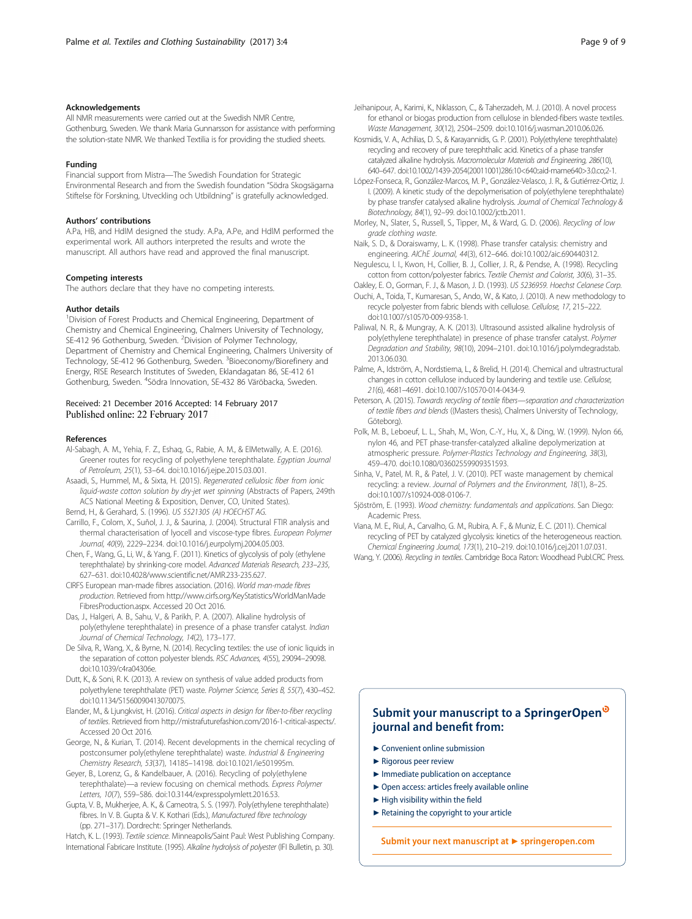#### Acknowledgements

All NMR measurements were carried out at the Swedish NMR Centre, Gothenburg, Sweden. We thank Maria Gunnarsson for assistance with performing the solution-state NMR. We thanked Textilia is for providing the studied sheets.

#### Funding

Financial support from Mistra—The Swedish Foundation for Strategic Environmental Research and from the Swedish foundation "Södra Skogsägarna Stiftelse för Forskning, Utveckling och Utbildning" is gratefully acknowledged.

#### Authors' contributions

A.Pa, HB, and HdlM designed the study. A.Pa, A.Pe, and HdlM performed the experimental work. All authors interpreted the results and wrote the manuscript. All authors have read and approved the final manuscript.

#### Competing interests

The authors declare that they have no competing interests.

#### Author details

[1]Division of Forest Products and Chemical Engineering, Department of Chemistry and Chemical Engineering, Chalmers University of Technology, SE-412 96 Gothenburg, Sweden. [2]Division of Polymer Technology, Department of Chemistry and Chemical Engineering, Chalmers University of Technology, SE-412 96 Gothenburg, Sweden. [3]Bioeconomy/Biorefinery and Energy, RISE Research Institutes of Sweden, Eklandagatan 86, SE-412 61 Gothenburg, Sweden. [4]Södra Innovation, SE-432 86 Väröbacka, Sweden.

Received: 21 December 2016 Accepted: 14 February 2017
Published online: 22 February 2017

#### References

Al-Sabagh, A. M., Yehia, F. Z., Eshaq, G., Rabie, A. M., & ElMetwally, A. E. (2016). Greener routes for recycling of polyethylene terephthalate. *Egyptian Journal of Petroleum, 25*(1), 53–64. doi:10.1016/j.ejpe.2015.03.001.

Asaadi, S., Hummel, M., & Sixta, H. (2015). *Regenerated cellulosic fiber from ionic liquid-waste cotton solution by dry-jet wet spinning* (Abstracts of Papers, 249th ACS National Meeting & Exposition, Denver, CO, United States).

Bernd, H., & Gerahard, S. (1996). *US 5521305 (A) HOECHST AG.*

Carrillo, F., Colom, X., Suñol, J. J., & Saurina, J. (2004). Structural FTIR analysis and thermal characterisation of lyocell and viscose-type fibres. *European Polymer Journal, 40*(9), 2229–2234. doi:10.1016/j.eurpolymj.2004.05.003.

Chen, F., Wang, G., Li, W., & Yang, F. (2011). Kinetics of glycolysis of poly (ethylene terephthalate) by shrinking-core model. *Advanced Materials Research, 233–235*, 627–631. doi:10.4028/www.scientific.net/AMR.233-235.627.

CIRFS European man-made fibres association. (2016). *World man-made fibres production*. Retrieved from http://www.cirfs.org/KeyStatistics/WorldManMadeFibresProduction.aspx. Accessed 20 Oct 2016.

Das, J., Halgeri, A. B., Sahu, V., & Parikh, P. A. (2007). Alkaline hydrolysis of poly(ethylene terephthalate) in presence of a phase transfer catalyst. *Indian Journal of Chemical Technology, 14*(2), 173–177.

De Silva, R., Wang, X., & Byrne, N. (2014). Recycling textiles: the use of ionic liquids in the separation of cotton polyester blends. *RSC Advances, 4*(55), 29094–29098. doi:10.1039/c4ra04306e.

Dutt, K., & Soni, R. K. (2013). A review on synthesis of value added products from polyethylene terephthalate (PET) waste. *Polymer Science, Series B, 55*(7), 430–452. doi:10.1134/S1560090413070075.

Elander, M., & Ljungkvist, H. (2016). *Critical aspects in design for fiber-to-fiber recycling of textiles*. Retrieved from http://mistrafuturefashion.com/2016-1-critical-aspects/. Accessed 20 Oct 2016.

George, N., & Kurian, T. (2014). Recent developments in the chemical recycling of postconsumer poly(ethylene terephthalate) waste. *Industrial & Engineering Chemistry Research, 53*(37), 14185–14198. doi:10.1021/ie501995m.

Geyer, B., Lorenz, G., & Kandelbauer, A. (2016). Recycling of poly(ethylene terephthalate)—a review focusing on chemical methods. *Express Polymer Letters, 10*(7), 559–586. doi:10.3144/expresspolymlett.2016.53.

Gupta, V. B., Mukherjee, A. K., & Cameotra, S. S. (1997). Poly(ethylene terephthalate) fibres. In V. B. Gupta & V. K. Kothari (Eds.), *Manufactured fibre technology* (pp. 271–317). Dordrecht: Springer Netherlands.

Hatch, K. L. (1993). *Textile science*. Minneapolis/Saint Paul: West Publishing Company.

International Fabricare Institute. (1995). *Alkaline hydrolysis of polyester* (IFI Bulletin, p. 30).

Jeihanipour, A., Karimi, K., Niklasson, C., & Taherzadeh, M. J. (2010). A novel process for ethanol or biogas production from cellulose in blended-fibers waste textiles. *Waste Management, 30*(12), 2504–2509. doi:10.1016/j.wasman.2010.06.026.

Kosmidis, V. A., Achilias, D. S., & Karayannidis, G. P. (2001). Poly(ethylene terephthalate) recycling and recovery of pure terephthalic acid. Kinetics of a phase transfer catalyzed alkaline hydrolysis. *Macromolecular Materials and Engineering, 286*(10), 640–647. doi:10.1002/1439-2054(20011001)286:10<640::aid-mame640>3.0.co;2-1.

López-Fonseca, R., González-Marcos, M. P., González-Velasco, J. R., & Gutiérrez-Ortiz, J. I. (2009). A kinetic study of the depolymerisation of poly(ethylene terephthalate) by phase transfer catalysed alkaline hydrolysis. *Journal of Chemical Technology & Biotechnology, 84*(1), 92–99. doi:10.1002/jctb.2011.

Morley, N., Slater, S., Russell, S., Tipper, M., & Ward, G. D. (2006). *Recycling of low grade clothing waste.*

Naik, S. D., & Doraiswamy, L. K. (1998). Phase transfer catalysis: chemistry and engineering. *AIChE Journal, 44*(3), 612–646. doi:10.1002/aic.690440312.

Negulescu, I. I., Kwon, H., Collier, B. J., Collier, J. R., & Pendse, A. (1998). Recycling cotton from cotton/polyester fabrics. *Textile Chemist and Colorist, 30*(6), 31–35.

Oakley, E. O., Gorman, F. J., & Mason, J. D. (1993). *US 5236959. Hoechst Celanese Corp.*

Ouchi, A., Toida, T., Kumaresan, S., Ando, W., & Kato, J. (2010). A new methodology to recycle polyester from fabric blends with cellulose. *Cellulose, 17*, 215–222. doi:10.1007/s10570-009-9358-1.

Paliwal, N. R., & Mungray, A. K. (2013). Ultrasound assisted alkaline hydrolysis of poly(ethylene terephthalate) in presence of phase transfer catalyst. *Polymer Degradation and Stability, 98*(10), 2094–2101. doi:10.1016/j.polymdegradstab.2013.06.030.

Palme, A., Idström, A., Nordstierna, L., & Brelid, H. (2014). Chemical and ultrastructural changes in cotton cellulose induced by laundering and textile use. *Cellulose, 21*(6), 4681–4691. doi:10.1007/s10570-014-0434-9.

Peterson, A. (2015). *Towards recycling of textile fibers—separation and characterization of textile fibers and blends* ((Masters thesis), Chalmers University of Technology, Göteborg).

Polk, M. B., Leboeuf, L. L., Shah, M., Won, C.-Y., Hu, X., & Ding, W. (1999). Nylon 66, nylon 46, and PET phase-transfer-catalyzed alkaline depolymerization at atmospheric pressure. *Polymer-Plastics Technology and Engineering, 38*(3), 459–470. doi:10.1080/03602559909351593.

Sinha, V., Patel, M. R., & Patel, J. V. (2010). PET waste management by chemical recycling: a review. *Journal of Polymers and the Environment, 18*(1), 8–25. doi:10.1007/s10924-008-0106-7.

Sjöström, E. (1993). *Wood chemistry: fundamentals and applications*. San Diego: Academic Press.

Viana, M. E., Riul, A., Carvalho, G. M., Rubira, A. F., & Muniz, E. C. (2011). Chemical recycling of PET by catalyzed glycolysis: kinetics of the heterogeneous reaction. *Chemical Engineering Journal, 173*(1), 210–219. doi:10.1016/j.cej.2011.07.031.

Wang, Y. (2006). *Recycling in textiles*. Cambridge Boca Raton: Woodhead Publ.CRC Press.